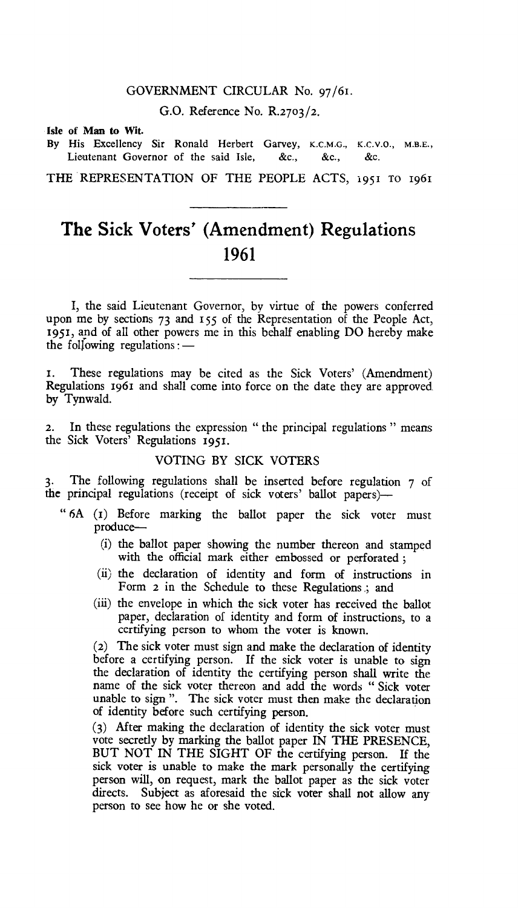GOVERNMENT CIRCULAR No. 97/61.

G.O. Reference No. R.2703/2.

**Isle of Man to Wit.**

By His Excellency Sir Ronald Herbert Garvey, K.C.M.G., K.C.V.O., M.B.E., Lieutenant Governor of the said Isle, &c., &c., &c.

THE REPRESENTATION OF THE PEOPLE ACTS, 1951 TO 1961

# The Sick Voters' (Amendment) Regulations 1961

I, the said Lieutenant Governor, by virtue of the powers conferred upon me by sections 73 and 155 of the Representation of the People Act, 1951, and of all other powers me in this behalf enabling DO hereby make the following regulations: —

1. These regulations may be cited as the Sick Voters' (Amendment) Regulations 1961 and shall come into force on the date they are approved by Tynwald.

2. In these regulations the expression " the principal regulations " means the Sick Voters' Regulations 1951.

VOTING BY SICK VOTERS

3. The following regulations shall be inserted before regulation 7 of the principal regulations (receipt of sick voters' ballot papers)—

" 6A (1) Before marking the ballot paper the sick voter must produce—

(i) the ballot paper showing the number thereon and stamped with the official mark either embossed or perforated ;

(ii) the declaration of identity and form of instructions in Form 2 in the Schedule to these Regulations ; and

(iii) the envelope in which the sick voter has received the ballot paper, declaration of identity and form of instructions, to a certifying person to whom the voter is known.

(2) The sick voter must sign and make the declaration of identity before a certifying person. If the sick voter is unable to sign the declaration of identity the certifying person shall write the name of the sick voter thereon and add the words " Sick voter unable to sign ". The sick voter must then make the declaration of identity before such certifying person.

(3) After making the declaration of identity the sick voter must vote secretly by marking the ballot paper IN THE PRESENCE, BUT NOT IN THE SIGHT OF the certifying person. If the sick voter is unable to make the mark personally the certifying person will, on request, mark the ballot paper as the sick voter directs. Subject as aforesaid the sick voter shall not allow any person to see how he or she voted.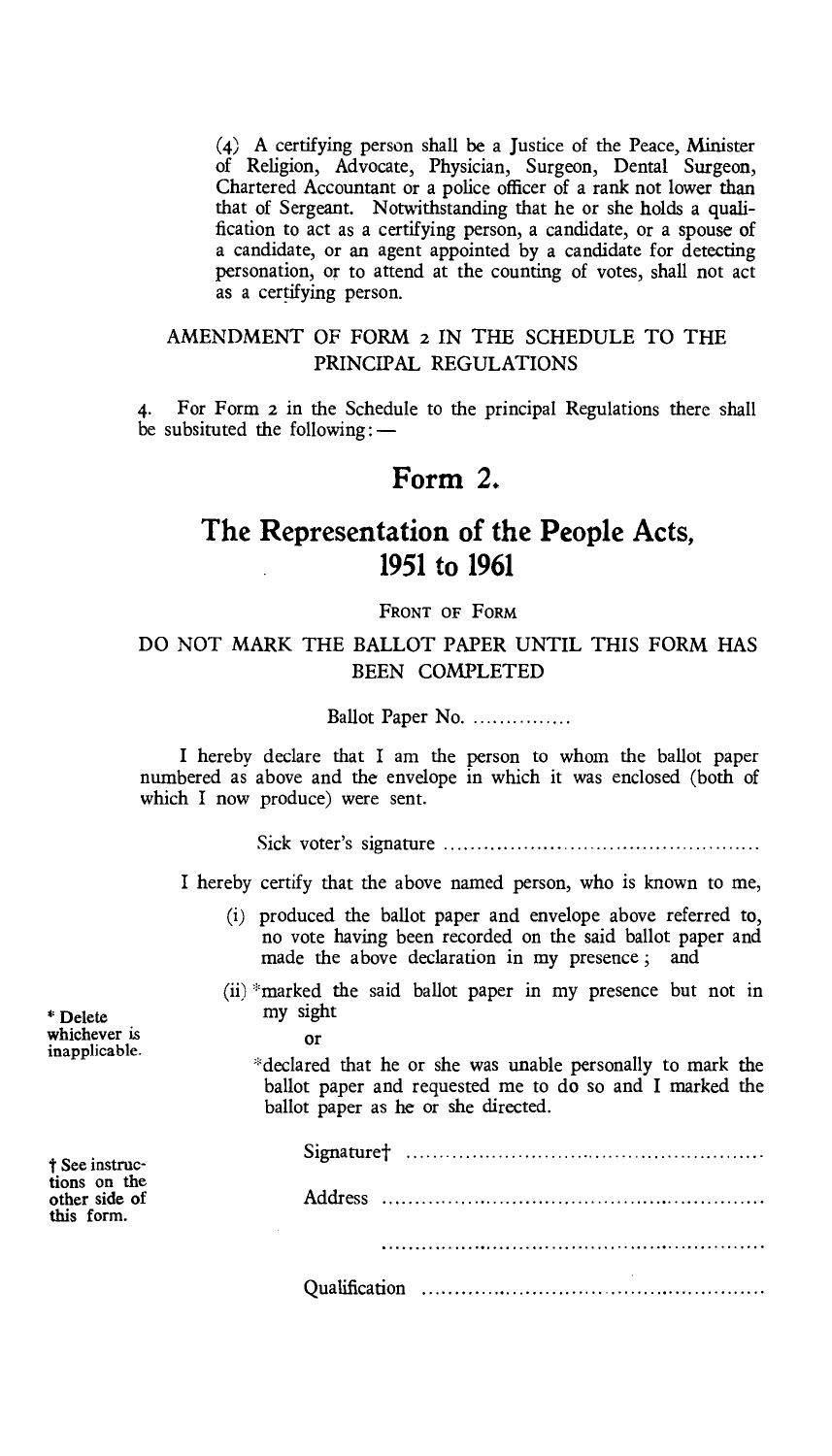(4) A certifying person shall be a Justice of the Peace, Minister of Religion, Advocate, Physician, Surgeon, Dental Surgeon, Chartered Accountant or a police officer of a rank not lower than that of Sergeant. Notwithstanding that he or she holds a qualification to act as a certifying person, a candidate, or a spouse of a candidate, or an agent appointed by a candidate for detecting personation, or to attend at the counting of votes, shall not act as a certifying person.

AMENDMENT OF FORM 2 IN THE SCHEDULE TO THE PRINCIPAL REGULATIONS

4. For Form 2 in the Schedule to the principal Regulations there shall be subsituted the following: —

# Form 2.

# The Representation of the People Acts, 1951 to 1961

FRONT OF FORM

DO NOT MARK THE BALLOT PAPER UNTIL THIS FORM HAS BEEN COMPLETED

Ballot Paper No. ...............

I hereby declare that I am the person to whom the ballot paper numbered as above and the envelope in which it was enclosed (both of which I now produce) were sent.

Sick voter's signature ................................................

I hereby certify that the above named person, who is known to me,

(i) produced the ballot paper and envelope above referred to, no vote having been recorded on the said ballot paper and made the above declaration in my presence ; and

(ii) *marked the said ballot paper in my presence but not in my sight

or

*declared that he or she was unable personally to mark the ballot paper and requested me to do so and I marked the ballot paper as he or she directed.

Signature† ......................................................

Address ......................................................

......................................................

Qualification ......................................................

* Delete whichever is inapplicable.

† See instructions on the other side of this form.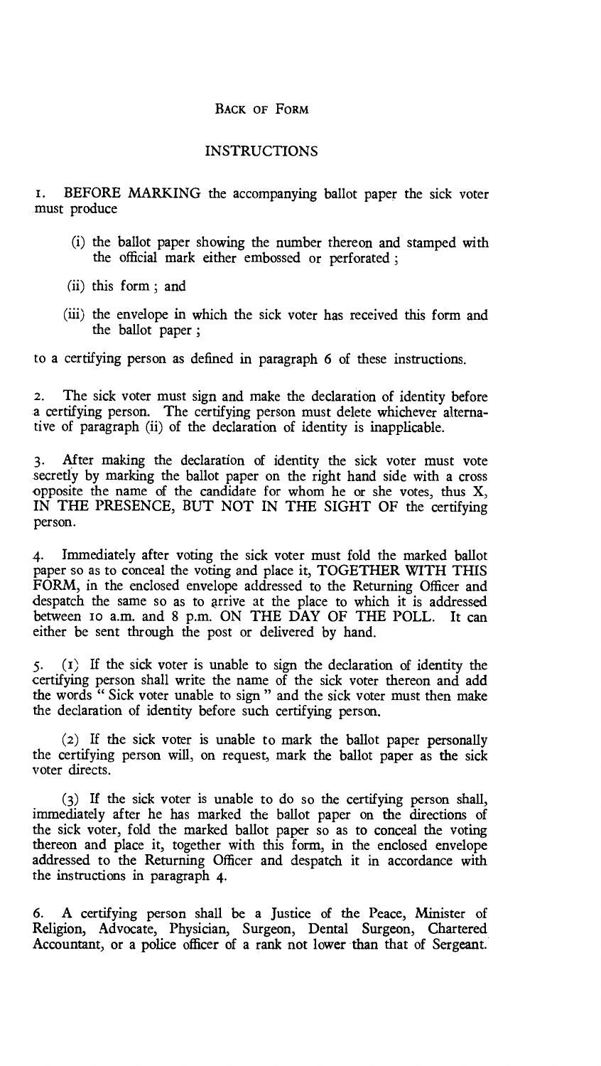BACK OF FORM

## INSTRUCTIONS

1. BEFORE MARKING the accompanying ballot paper the sick voter must produce

   (i) the ballot paper showing the number thereon and stamped with the official mark either embossed or perforated ;

   (ii) this form ; and

   (iii) the envelope in which the sick voter has received this form and the ballot paper ;

to a certifying person as defined in paragraph 6 of these instructions.

2. The sick voter must sign and make the declaration of identity before a certifying person. The certifying person must delete whichever alternative of paragraph (ii) of the declaration of identity is inapplicable.

3. After making the declaration of identity the sick voter must vote secretly by marking the ballot paper on the right hand side with a cross opposite the name of the candidate for whom he or she votes, thus X, IN THE PRESENCE, BUT NOT IN THE SIGHT OF the certifying person.

4. Immediately after voting the sick voter must fold the marked ballot paper so as to conceal the voting and place it, TOGETHER WITH THIS FORM, in the enclosed envelope addressed to the Returning Officer and despatch the same so as to arrive at the place to which it is addressed between 10 a.m. and 8 p.m. ON THE DAY OF THE POLL. It can either be sent through the post or delivered by hand.

5. (1) If the sick voter is unable to sign the declaration of identity the certifying person shall write the name of the sick voter thereon and add the words " Sick voter unable to sign " and the sick voter must then make the declaration of identity before such certifying person.

   (2) If the sick voter is unable to mark the ballot paper personally the certifying person will, on request, mark the ballot paper as the sick voter directs.

   (3) If the sick voter is unable to do so the certifying person shall, immediately after he has marked the ballot paper on the directions of the sick voter, fold the marked ballot paper so as to conceal the voting thereon and place it, together with this form, in the enclosed envelope addressed to the Returning Officer and despatch it in accordance with the instructions in paragraph 4.

6. A certifying person shall be a Justice of the Peace, Minister of Religion, Advocate, Physician, Surgeon, Dental Surgeon, Chartered Accountant, or a police officer of a rank not lower than that of Sergeant.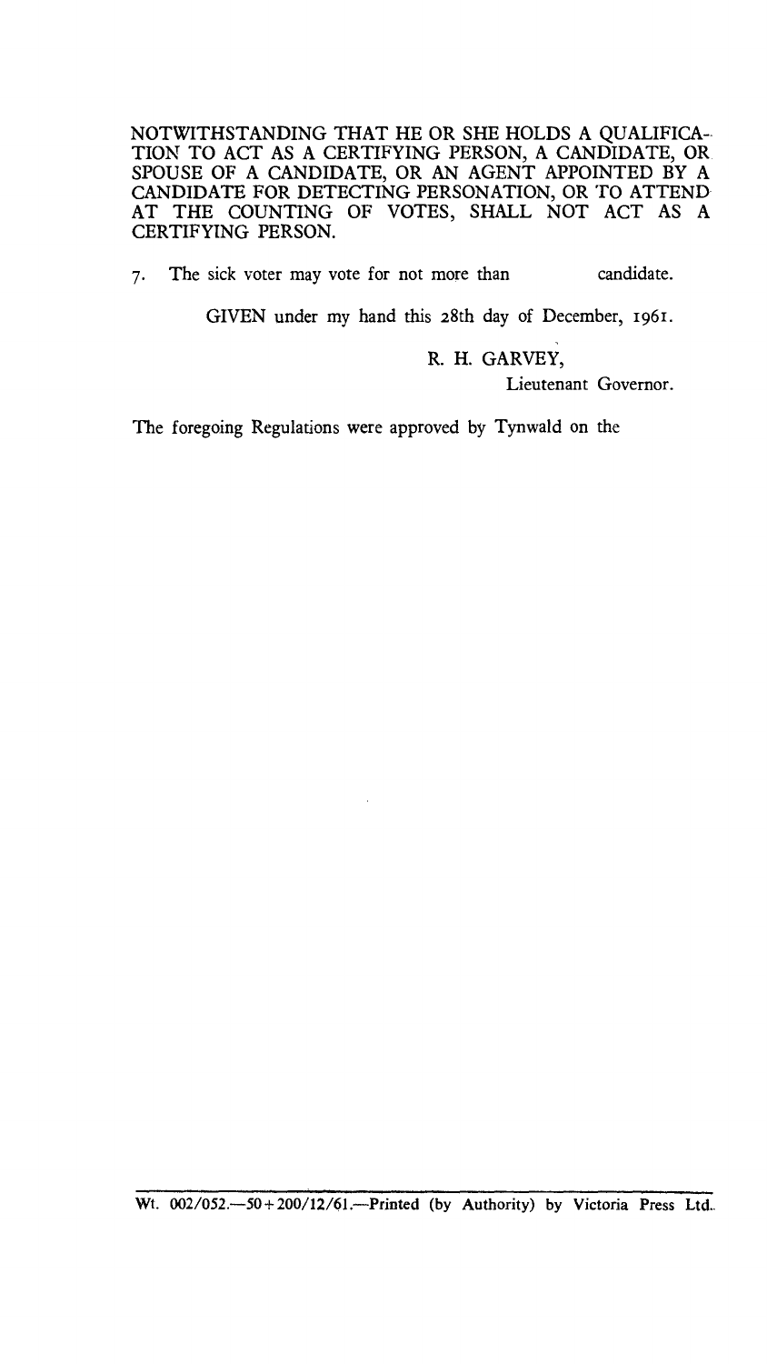NOTWITHSTANDING THAT HE OR SHE HOLDS A QUALIFICATION TO ACT AS A CERTIFYING PERSON, A CANDIDATE, OR SPOUSE OF A CANDIDATE, OR AN AGENT APPOINTED BY A CANDIDATE FOR DETECTING PERSONATION, OR TO ATTEND AT THE COUNTING OF VOTES, SHALL NOT ACT AS A CERTIFYING PERSON.

7. The sick voter may vote for not more than candidate.

GIVEN under my hand this 28th day of December, 1961.

R. H. GARVEY,

Lieutenant Governor.

The foregoing Regulations were approved by Tynwald on the

Wt. 002/052.—50+200/12/61.—Printed (by Authority) by Victoria Press Ltd.